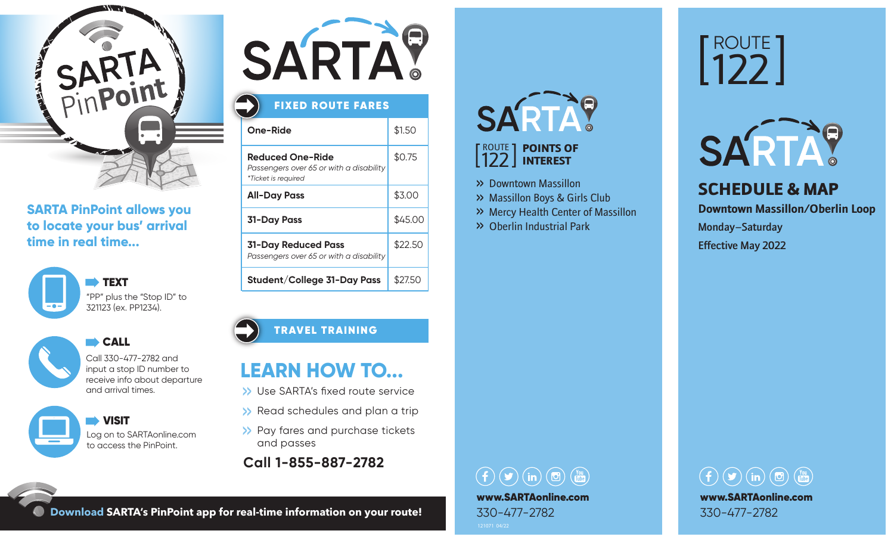# SARTA PinPoint

**SARTA PinPoint allows you to locate your bus' arrival time in real time...**

**TEXT**
"PP" plus the "Stop ID" to 321123 (ex. PP1234).

**CALL**
Call 330-477-2782 and input a stop ID number to receive info about departure and arrival times.

**VISIT**
Log on to SARTAonline.com to access the PinPoint.

**Download** **SARTA's PinPoint app for real-time information on your route!**

# SARTA

## FIXED ROUTE FARES

| Fare | Price |
|---|---|
| **One-Ride** | $1.50 |
| **Reduced One-Ride** *Passengers over 65 or with a disability* *\*Ticket is required* | $0.75 |
| **All-Day Pass** | $3.00 |
| **31-Day Pass** | $45.00 |
| **31-Day Reduced Pass** *Passengers over 65 or with a disability* | $22.50 |
| **Student/College 31-Day Pass** | $27.50 |

## TRAVEL TRAINING

### LEARN HOW TO...

- Use SARTA's fixed route service
- Read schedules and plan a trip
- Pay fares and purchase tickets and passes

**Call 1-855-887-2782**

# SARTA

## [ROUTE 122] POINTS OF INTEREST

- Downtown Massillon
- Massillon Boys & Girls Club
- Mercy Health Center of Massillon
- Oberlin Industrial Park

**www.SARTAonline.com**
330-477-2782

121071 04/22

# [ROUTE 122]

# SARTA

## SCHEDULE & MAP

**Downtown Massillon/Oberlin Loop**

Monday–Saturday

Effective May 2022

**www.SARTAonline.com**
330-477-2782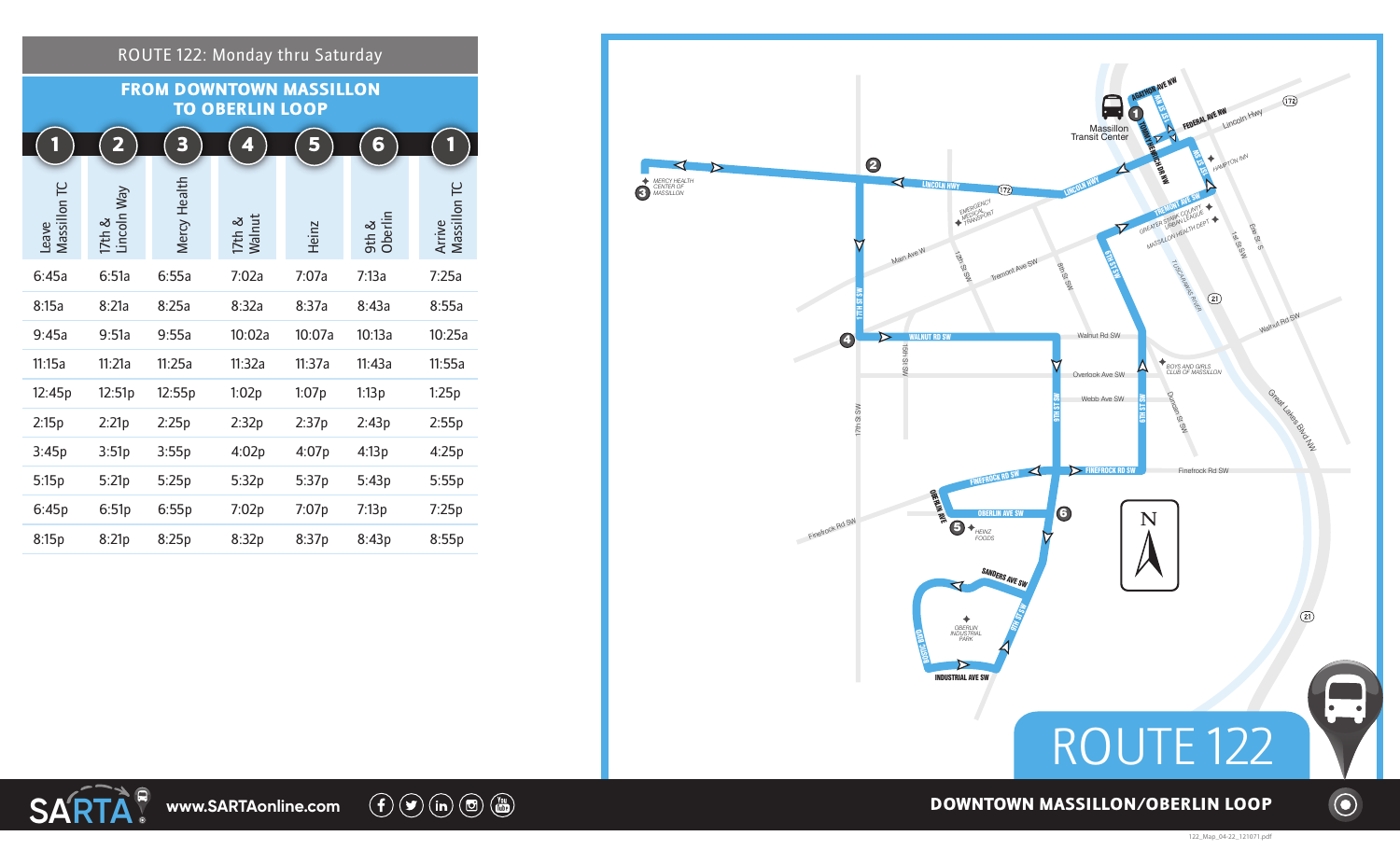## ROUTE 122: Monday thru Saturday

### FROM DOWNTOWN MASSILLON TO OBERLIN LOOP

| 1 Leave Massillon TC | 2 17th & Lincoln Way | 3 Mercy Health | 4 17th & Walnut | 5 Heinz | 6 9th & Oberlin | 1 Arrive Massillon TC |
|---|---|---|---|---|---|---|
| 6:45a | 6:51a | 6:55a | 7:02a | 7:07a | 7:13a | 7:25a |
| 8:15a | 8:21a | 8:25a | 8:32a | 8:37a | 8:43a | 8:55a |
| 9:45a | 9:51a | 9:55a | 10:02a | 10:07a | 10:13a | 10:25a |
| 11:15a | 11:21a | 11:25a | 11:32a | 11:37a | 11:43a | 11:55a |
| 12:45p | 12:51p | 12:55p | 1:02p | 1:07p | 1:13p | 1:25p |
| 2:15p | 2:21p | 2:25p | 2:32p | 2:37p | 2:43p | 2:55p |
| 3:45p | 3:51p | 3:55p | 4:02p | 4:07p | 4:13p | 4:25p |
| 5:15p | 5:21p | 5:25p | 5:32p | 5:37p | 5:43p | 5:55p |
| 6:45p | 6:51p | 6:55p | 7:02p | 7:07p | 7:13p | 7:25p |
| 8:15p | 8:21p | 8:25p | 8:32p | 8:37p | 8:43p | 8:55p |

1 Massillon Transit Center
2 Lincoln Hwy
3 Mercy Health Center of Massillon
4 Walnut Rd SW
5 Heinz Foods
6 Oberlin Ave SW

Emergency Medical Transport
Greater Stark County Urban League
Massillon Health Dept.
Boys and Girls Club of Massillon
Oberlin Industrial Park

# ROUTE 122

www.SARTAonline.com

DOWNTOWN MASSILLON/OBERLIN LOOP

122_Map_04-22_121071.pdf